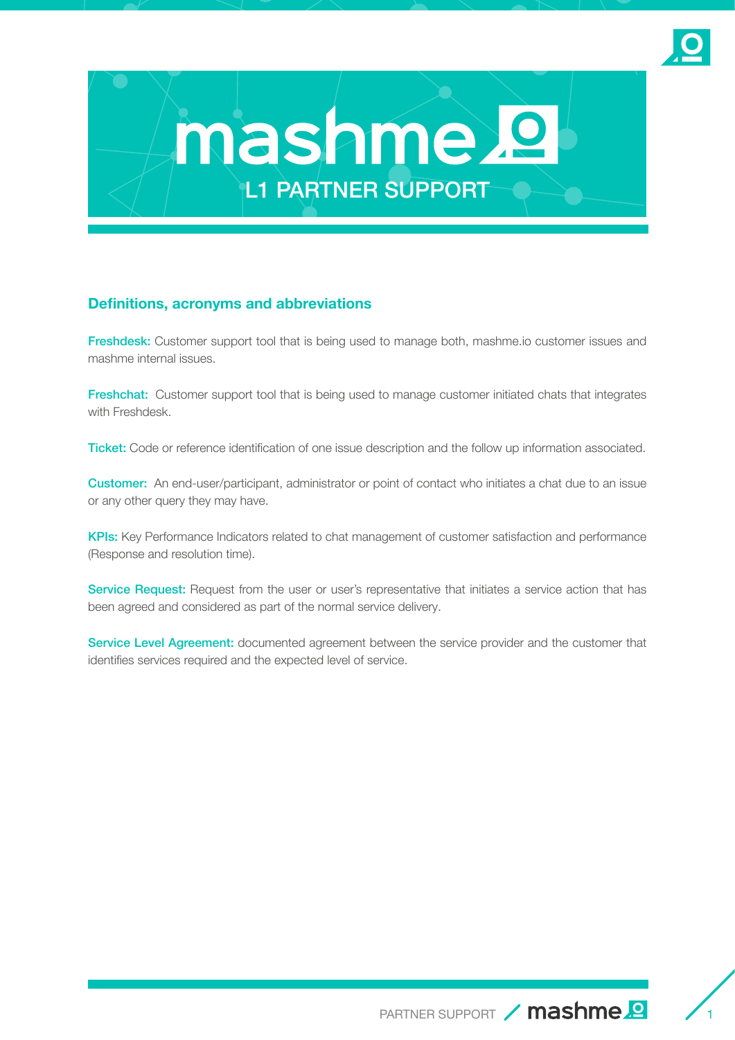# mashme

## L1 PARTNER SUPPORT

### Definitions, acronyms and abbreviations

**Freshdesk:** Customer support tool that is being used to manage both, mashme.io customer issues and mashme internal issues.

**Freshchat:** Customer support tool that is being used to manage customer initiated chats that integrates with Freshdesk.

**Ticket:** Code or reference identification of one issue description and the follow up information associated.

**Customer:** An end-user/participant, administrator or point of contact who initiates a chat due to an issue or any other query they may have.

**KPIs:** Key Performance Indicators related to chat management of customer satisfaction and performance (Response and resolution time).

**Service Request:** Request from the user or user's representative that initiates a service action that has been agreed and considered as part of the normal service delivery.

**Service Level Agreement:** documented agreement between the service provider and the customer that identifies services required and the expected level of service.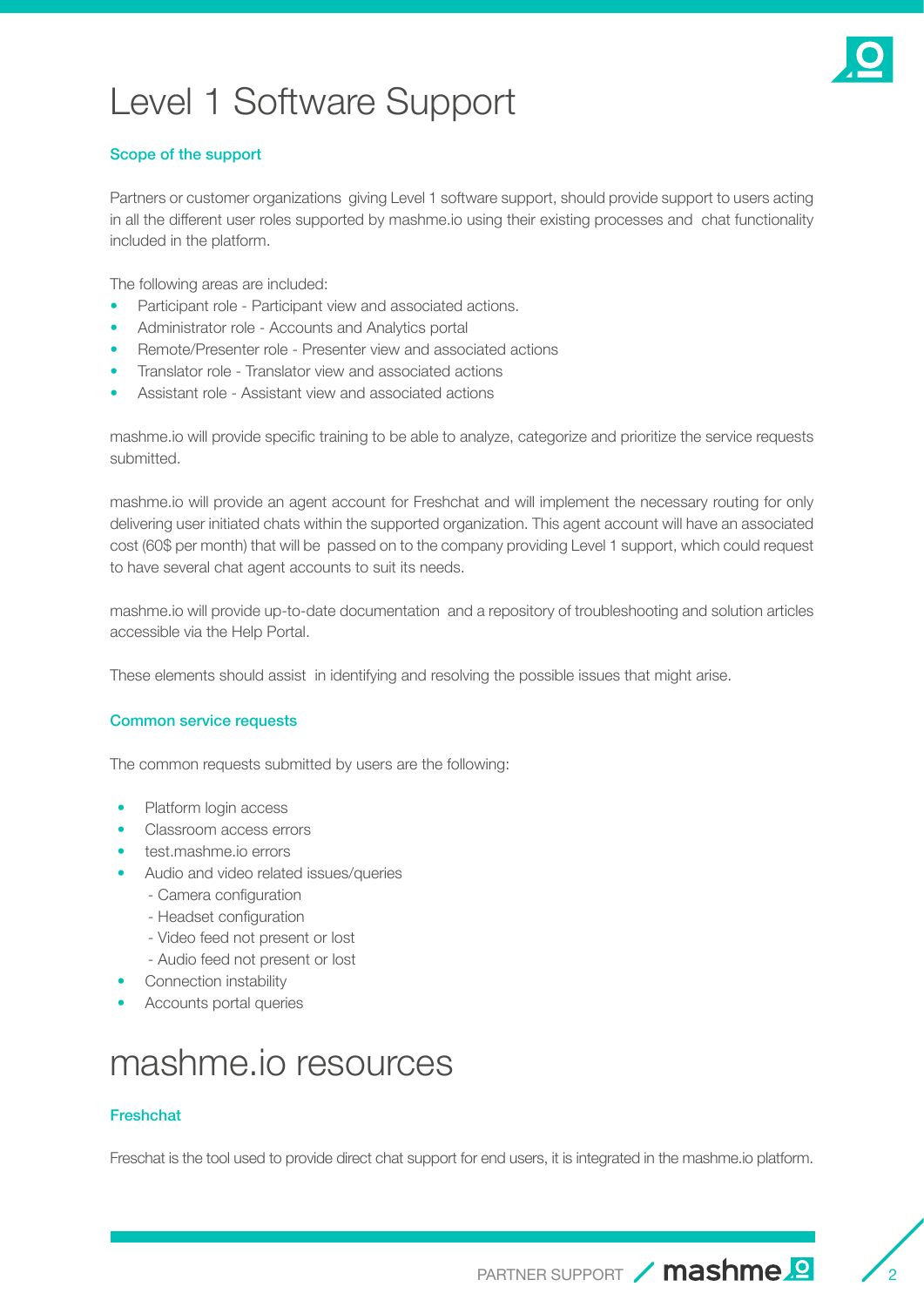# Level 1 Software Support

### Scope of the support

Partners or customer organizations giving Level 1 software support, should provide support to users acting in all the different user roles supported by mashme.io using their existing processes and chat functionality included in the platform.

The following areas are included:

- Participant role - Participant view and associated actions.
- Administrator role - Accounts and Analytics portal
- Remote/Presenter role - Presenter view and associated actions
- Translator role - Translator view and associated actions
- Assistant role - Assistant view and associated actions

mashme.io will provide specific training to be able to analyze, categorize and prioritize the service requests submitted.

mashme.io will provide an agent account for Freshchat and will implement the necessary routing for only delivering user initiated chats within the supported organization. This agent account will have an associated cost (60$ per month) that will be passed on to the company providing Level 1 support, which could request to have several chat agent accounts to suit its needs.

mashme.io will provide up-to-date documentation and a repository of troubleshooting and solution articles accessible via the Help Portal.

These elements should assist in identifying and resolving the possible issues that might arise.

### Common service requests

The common requests submitted by users are the following:

- Platform login access
- Classroom access errors
- test.mashme.io errors
- Audio and video related issues/queries
  - Camera configuration
  - Headset configuration
  - Video feed not present or lost
  - Audio feed not present or lost
- Connection instability
- Accounts portal queries

# mashme.io resources

### Freshchat

Freschat is the tool used to provide direct chat support for end users, it is integrated in the mashme.io platform.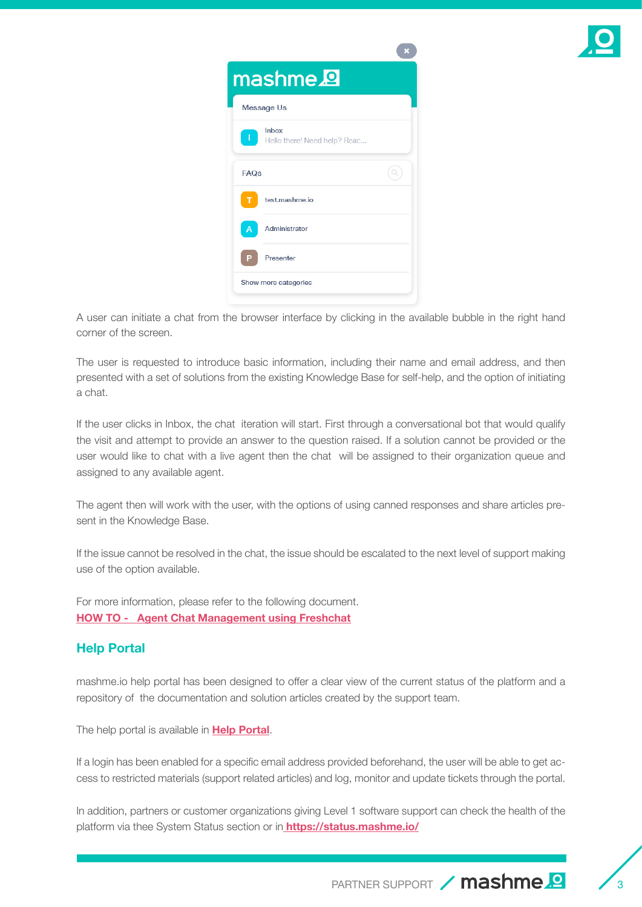A user can initiate a chat from the browser interface by clicking in the available bubble in the right hand corner of the screen.

The user is requested to introduce basic information, including their name and email address, and then presented with a set of solutions from the existing Knowledge Base for self-help, and the option of initiating a chat.

If the user clicks in Inbox, the chat iteration will start. First through a conversational bot that would qualify the visit and attempt to provide an answer to the question raised. If a solution cannot be provided or the user would like to chat with a live agent then the chat will be assigned to their organization queue and assigned to any available agent.

The agent then will work with the user, with the options of using canned responses and share articles present in the Knowledge Base.

If the issue cannot be resolved in the chat, the issue should be escalated to the next level of support making use of the option available.

For more information, please refer to the following document.
**HOW TO - Agent Chat Management using Freshchat**

## Help Portal

mashme.io help portal has been designed to offer a clear view of the current status of the platform and a repository of the documentation and solution articles created by the support team.

The help portal is available in **Help Portal**.

If a login has been enabled for a specific email address provided beforehand, the user will be able to get access to restricted materials (support related articles) and log, monitor and update tickets through the portal.

In addition, partners or customer organizations giving Level 1 software support can check the health of the platform via thee System Status section or in **https://status.mashme.io/**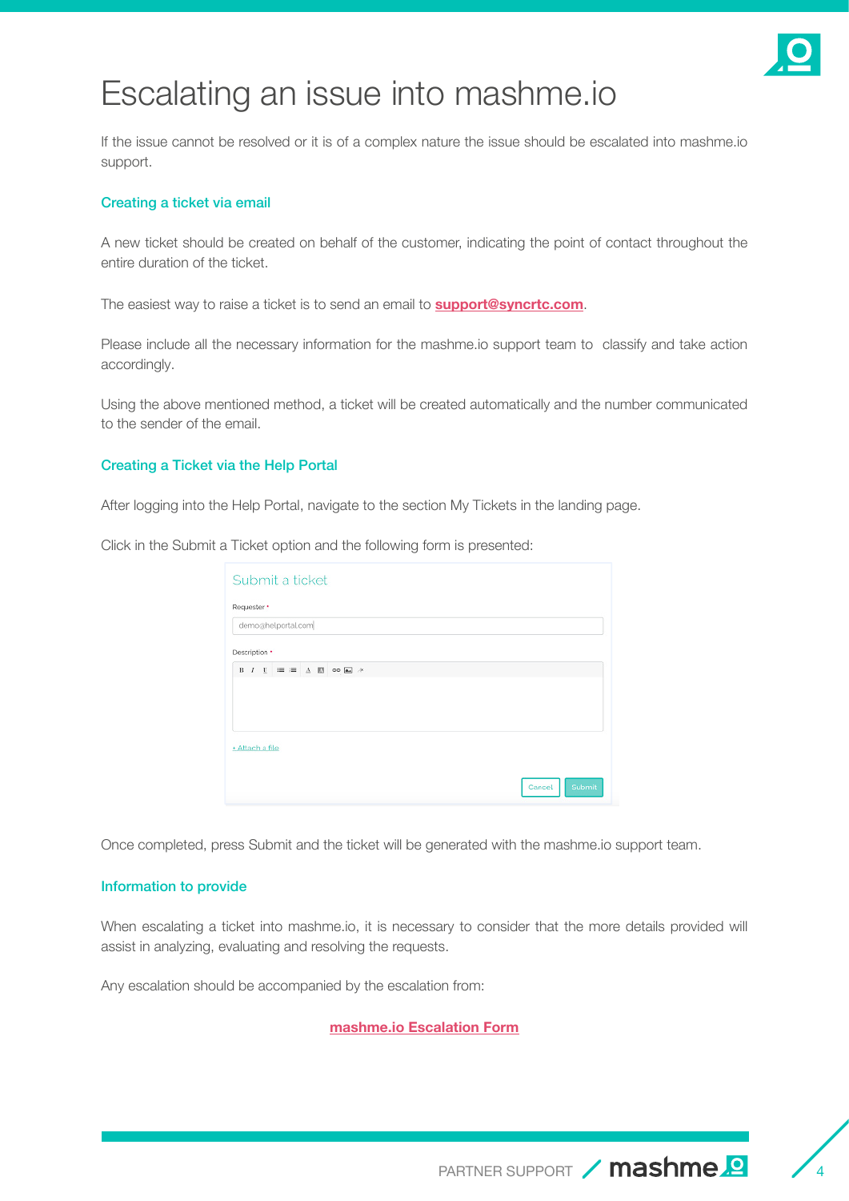# Escalating an issue into mashme.io

If the issue cannot be resolved or it is of a complex nature the issue should be escalated into mashme.io support.

### Creating a ticket via email

A new ticket should be created on behalf of the customer, indicating the point of contact throughout the entire duration of the ticket.

The easiest way to raise a ticket is to send an email to **support@syncrtc.com**.

Please include all the necessary information for the mashme.io support team to classify and take action accordingly.

Using the above mentioned method, a ticket will be created automatically and the number communicated to the sender of the email.

### Creating a Ticket via the Help Portal

After logging into the Help Portal, navigate to the section My Tickets in the landing page.

Click in the Submit a Ticket option and the following form is presented:

Submit a ticket

Requester *

demo@helpportal.com

Description *

+ Attach a file

Cancel Submit

Once completed, press Submit and the ticket will be generated with the mashme.io support team.

### Information to provide

When escalating a ticket into mashme.io, it is necessary to consider that the more details provided will assist in analyzing, evaluating and resolving the requests.

Any escalation should be accompanied by the escalation from:

**mashme.io Escalation Form**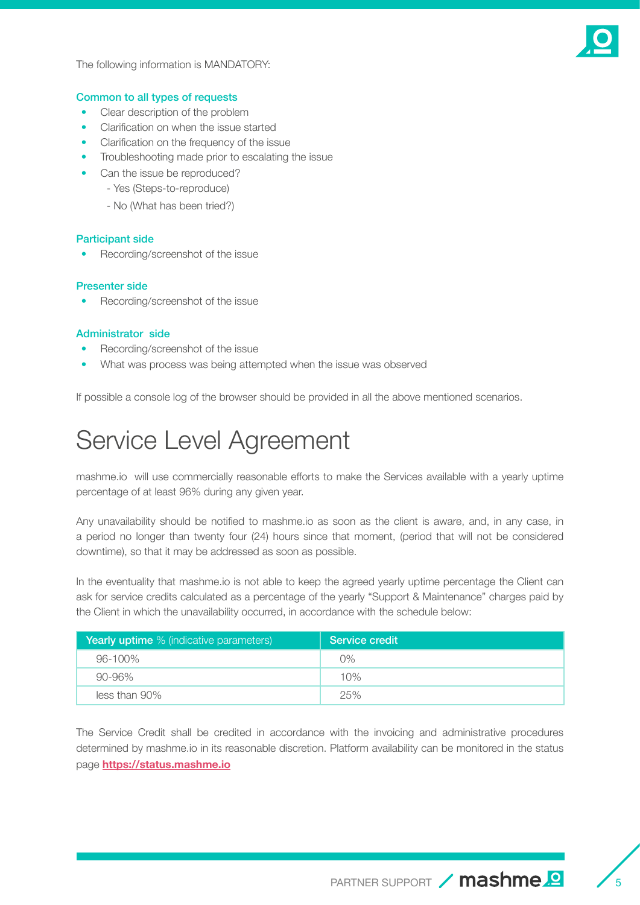The following information is MANDATORY:

### Common to all types of requests

- Clear description of the problem
- Clarification on when the issue started
- Clarification on the frequency of the issue
- Troubleshooting made prior to escalating the issue
- Can the issue be reproduced?
  - Yes (Steps-to-reproduce)
  - No (What has been tried?)

### Participant side

- Recording/screenshot of the issue

### Presenter side

- Recording/screenshot of the issue

### Administrator side

- Recording/screenshot of the issue
- What was process was being attempted when the issue was observed

If possible a console log of the browser should be provided in all the above mentioned scenarios.

# Service Level Agreement

mashme.io will use commercially reasonable efforts to make the Services available with a yearly uptime percentage of at least 96% during any given year.

Any unavailability should be notified to mashme.io as soon as the client is aware, and, in any case, in a period no longer than twenty four (24) hours since that moment, (period that will not be considered downtime), so that it may be addressed as soon as possible.

In the eventuality that mashme.io is not able to keep the agreed yearly uptime percentage the Client can ask for service credits calculated as a percentage of the yearly "Support & Maintenance" charges paid by the Client in which the unavailability occurred, in accordance with the schedule below:

| **Yearly uptime** % (indicative parameters) | **Service credit** |
|---|---|
| 96-100% | 0% |
| 90-96% | 10% |
| less than 90% | 25% |

The Service Credit shall be credited in accordance with the invoicing and administrative procedures determined by mashme.io in its reasonable discretion. Platform availability can be monitored in the status page **https://status.mashme.io**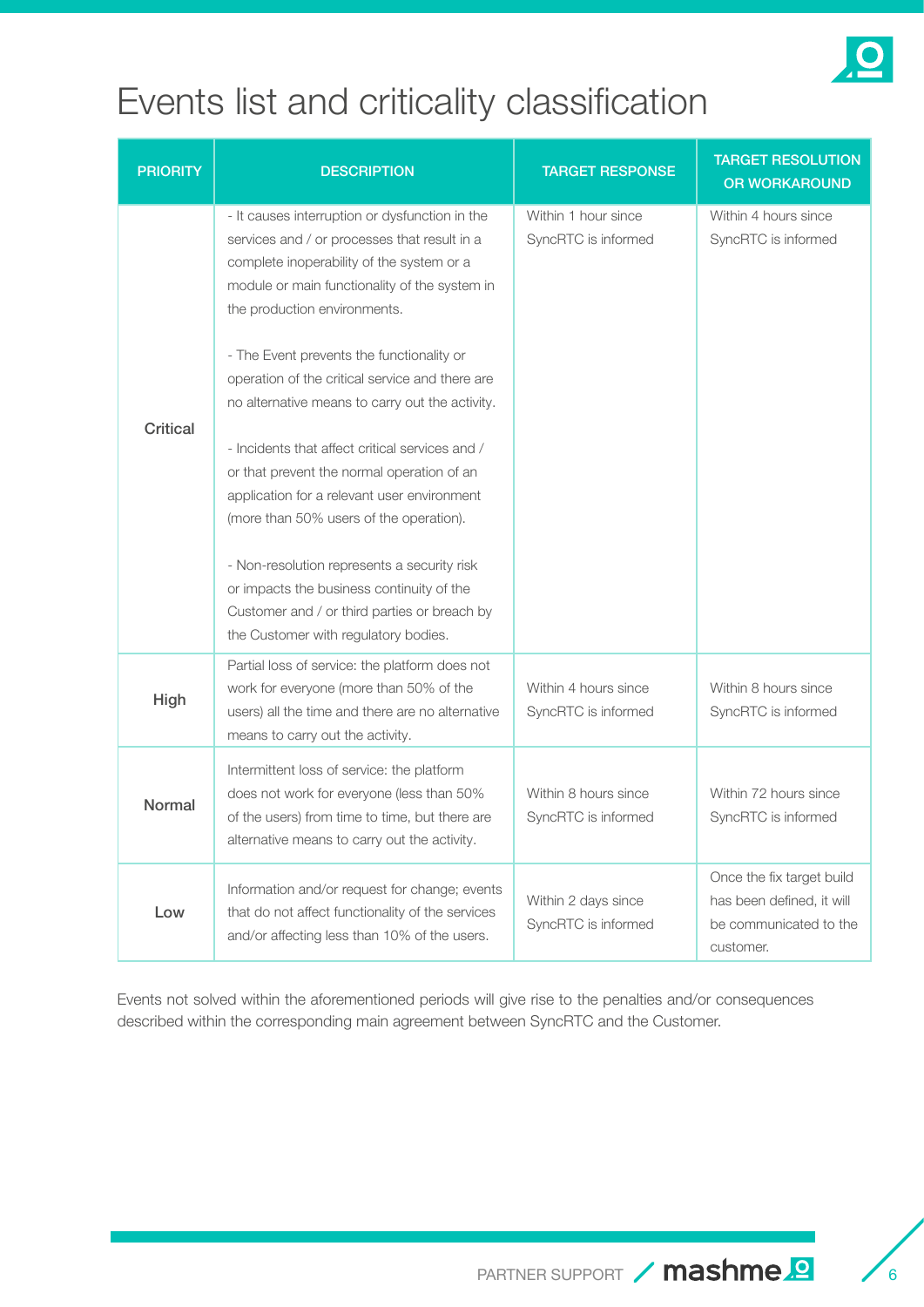# Events list and criticality classification

| PRIORITY | DESCRIPTION | TARGET RESPONSE | TARGET RESOLUTION OR WORKAROUND |
|---|---|---|---|
| Critical | - It causes interruption or dysfunction in the services and / or processes that result in a complete inoperability of the system or a module or main functionality of the system in the production environments.<br><br>- The Event prevents the functionality or operation of the critical service and there are no alternative means to carry out the activity.<br><br>- Incidents that affect critical services and / or that prevent the normal operation of an application for a relevant user environment (more than 50% users of the operation).<br><br>- Non-resolution represents a security risk or impacts the business continuity of the Customer and / or third parties or breach by the Customer with regulatory bodies. | Within 1 hour since SyncRTC is informed | Within 4 hours since SyncRTC is informed |
| High | Partial loss of service: the platform does not work for everyone (more than 50% of the users) all the time and there are no alternative means to carry out the activity. | Within 4 hours since SyncRTC is informed | Within 8 hours since SyncRTC is informed |
| Normal | Intermittent loss of service: the platform does not work for everyone (less than 50% of the users) from time to time, but there are alternative means to carry out the activity. | Within 8 hours since SyncRTC is informed | Within 72 hours since SyncRTC is informed |
| Low | Information and/or request for change; events that do not affect functionality of the services and/or affecting less than 10% of the users. | Within 2 days since SyncRTC is informed | Once the fix target build has been defined, it will be communicated to the customer. |

Events not solved within the aforementioned periods will give rise to the penalties and/or consequences described within the corresponding main agreement between SyncRTC and the Customer.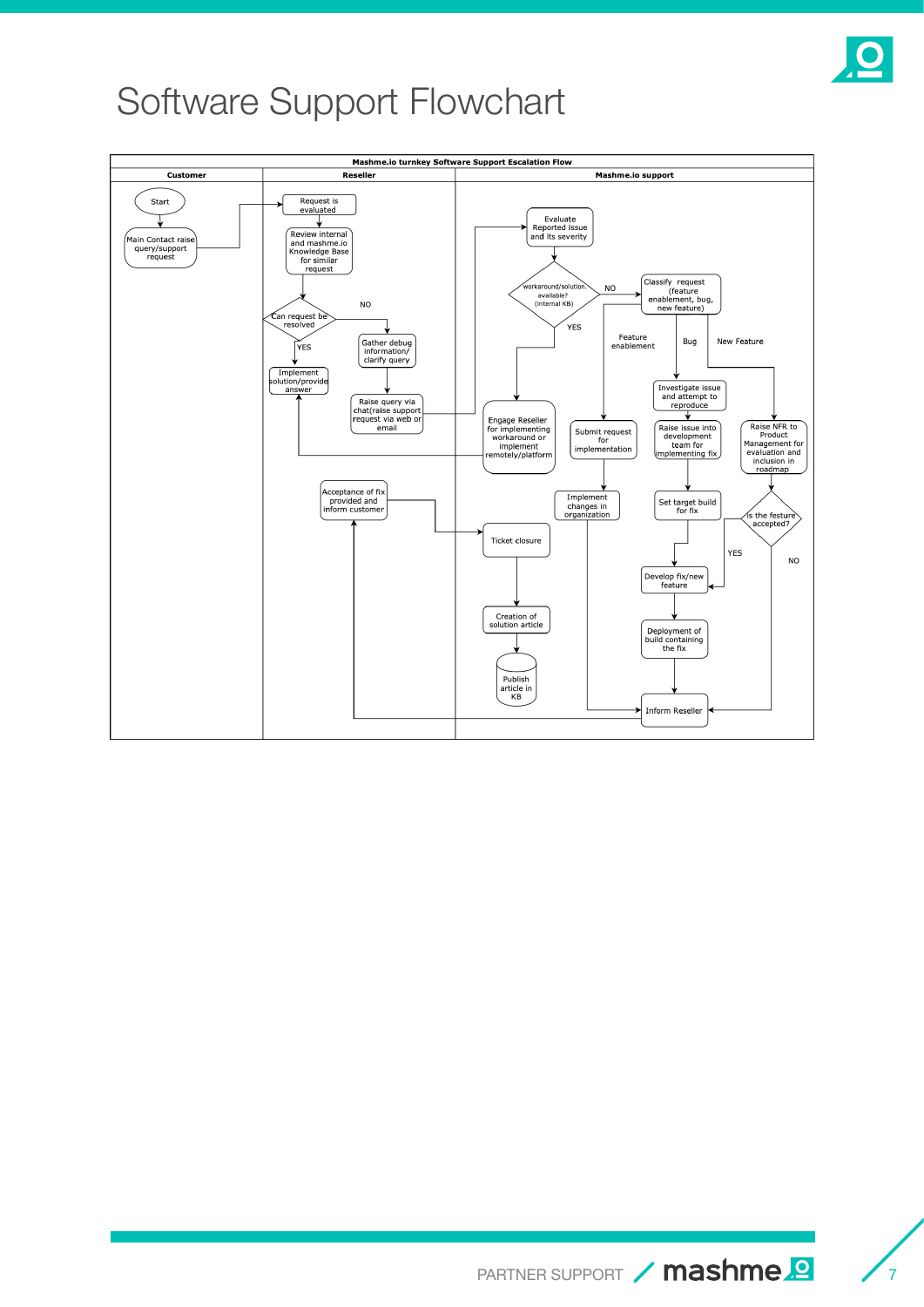# Software Support Flowchart

Mashme.io turnkey Software Support Escalation Flow

Customer

Reseller

Mashme.io support

Start

Main Contact raise query/support request

Request is evaluated

Review internal and mashme.io Knowledge Base for similar request

Can request be resolved

NO

YES

Implement solution/provide answer

Gather debug information/ clarify query

Raise query via chat(raise support request via web or email

Evaluate Reported issue and its severity

workaround/solution available? (internal KB)

NO

YES

Classify request (feature enablement, bug, new feature)

Feature enablement

Bug

New Feature

Engage Reseller for implementing workaround or implement remotely/platform

Submit request for implementation

Investigate issue and attempt to reproduce

Raise issue into development team for implementing fix

Raise NFR to Product Management for evaluation and inclusion in roadmap

Acceptance of fix provided and inform customer

Ticket closure

Implement changes in organization

Set target build for fix

Is the feature accepted?

YES

NO

Develop fix/new feature

Creation of solution article

Deployment of build containing the fix

Publish article in KB

Inform Reseller

PARTNER SUPPORT / mashme